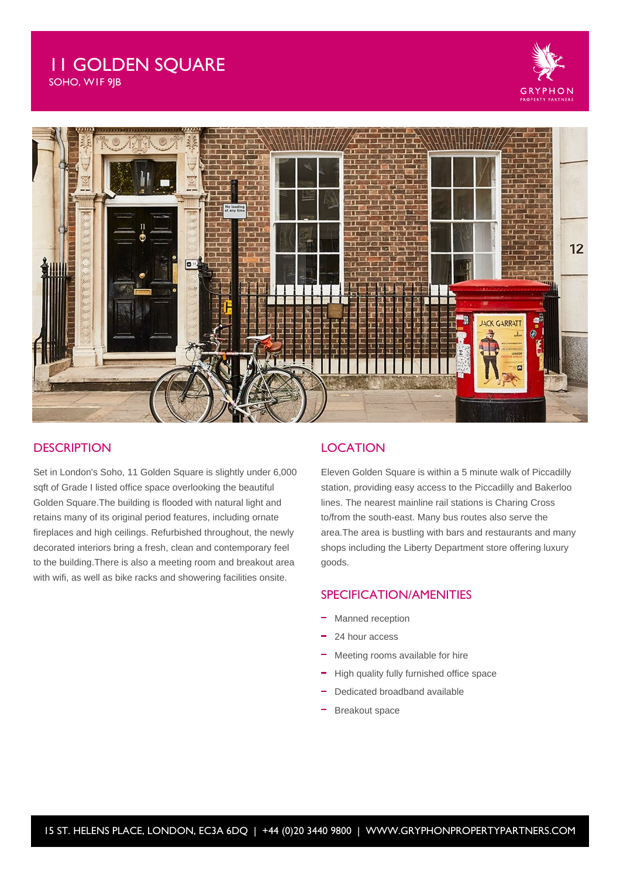# 11 GOLDEN SQUARE

SOHO, W1F 9JB

GRYPHON PROPERTY PARTNERS

## DESCRIPTION

Set in London's Soho, 11 Golden Square is slightly under 6,000 sqft of Grade I listed office space overlooking the beautiful Golden Square.The building is flooded with natural light and retains many of its original period features, including ornate fireplaces and high ceilings. Refurbished throughout, the newly decorated interiors bring a fresh, clean and contemporary feel to the building.There is also a meeting room and breakout area with wifi, as well as bike racks and showering facilities onsite.

## LOCATION

Eleven Golden Square is within a 5 minute walk of Piccadilly station, providing easy access to the Piccadilly and Bakerloo lines. The nearest mainline rail stations is Charing Cross to/from the south-east. Many bus routes also serve the area.The area is bustling with bars and restaurants and many shops including the Liberty Department store offering luxury goods.

## SPECIFICATION/AMENITIES

- Manned reception
- 24 hour access
- Meeting rooms available for hire
- High quality fully furnished office space
- Dedicated broadband available
- Breakout space

15 ST. HELENS PLACE, LONDON, EC3A 6DQ | +44 (0)20 3440 9800 | WWW.GRYPHONPROPERTYPARTNERS.COM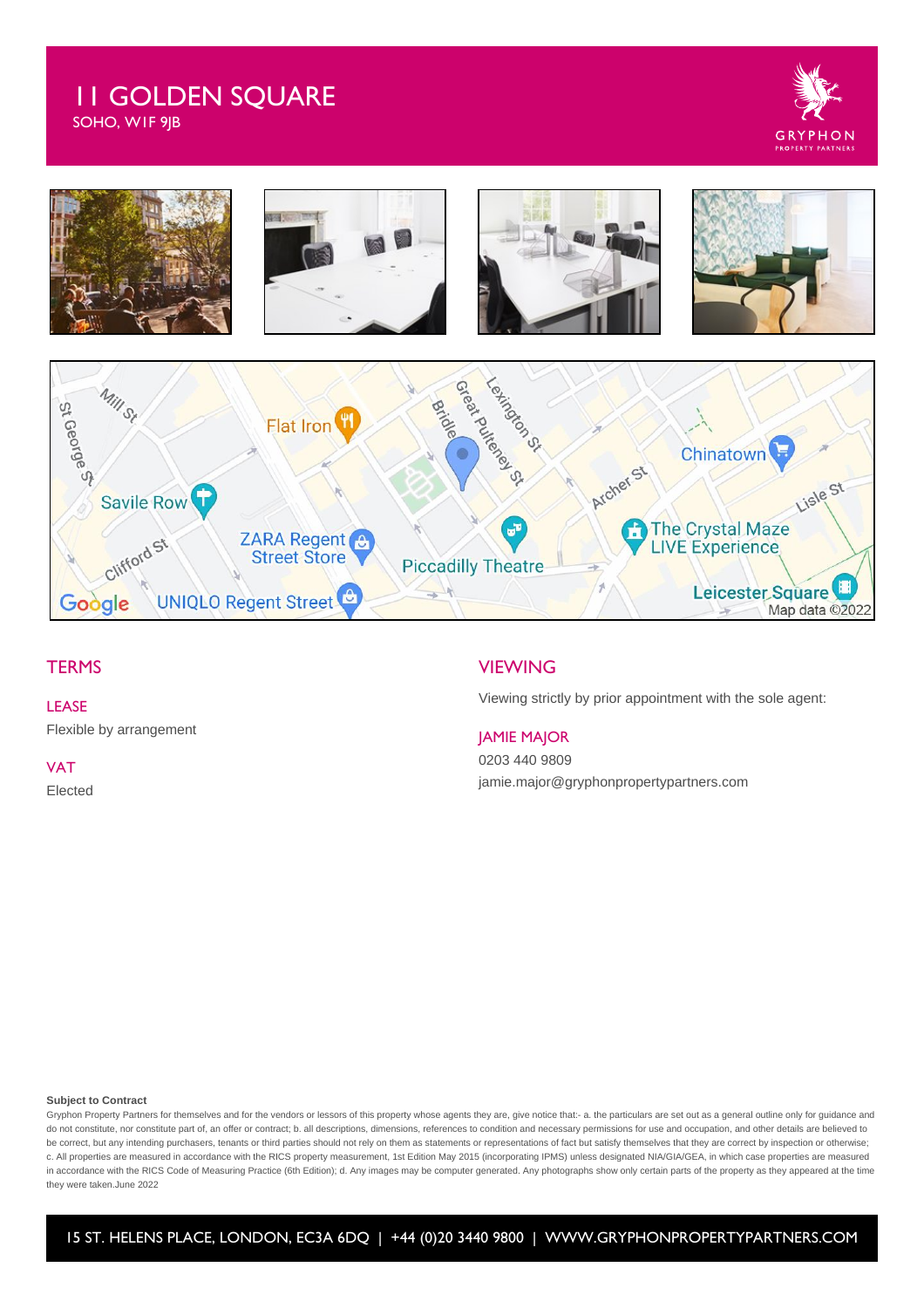# 11 GOLDEN SQUARE

SOHO, W1F 9JB

## TERMS

### LEASE

Flexible by arrangement

### VAT

Elected

## VIEWING

Viewing strictly by prior appointment with the sole agent:

### JAMIE MAJOR

0203 440 9809

jamie.major@gryphonpropertypartners.com

**Subject to Contract**

Gryphon Property Partners for themselves and for the vendors or lessors of this property whose agents they are, give notice that:- a. the particulars are set out as a general outline only for guidance and do not constitute, nor constitute part of, an offer or contract; b. all descriptions, dimensions, references to condition and necessary permissions for use and occupation, and other details are believed to be correct, but any intending purchasers, tenants or third parties should not rely on them as statements or representations of fact but satisfy themselves that they are correct by inspection or otherwise; c. All properties are measured in accordance with the RICS property measurement, 1st Edition May 2015 (incorporating IPMS) unless designated NIA/GIA/GEA, in which case properties are measured in accordance with the RICS Code of Measuring Practice (6th Edition); d. Any images may be computer generated. Any photographs show only certain parts of the property as they appeared at the time they were taken.June 2022

15 ST. HELENS PLACE, LONDON, EC3A 6DQ | +44 (0)20 3440 9800 | WWW.GRYPHONPROPERTYPARTNERS.COM